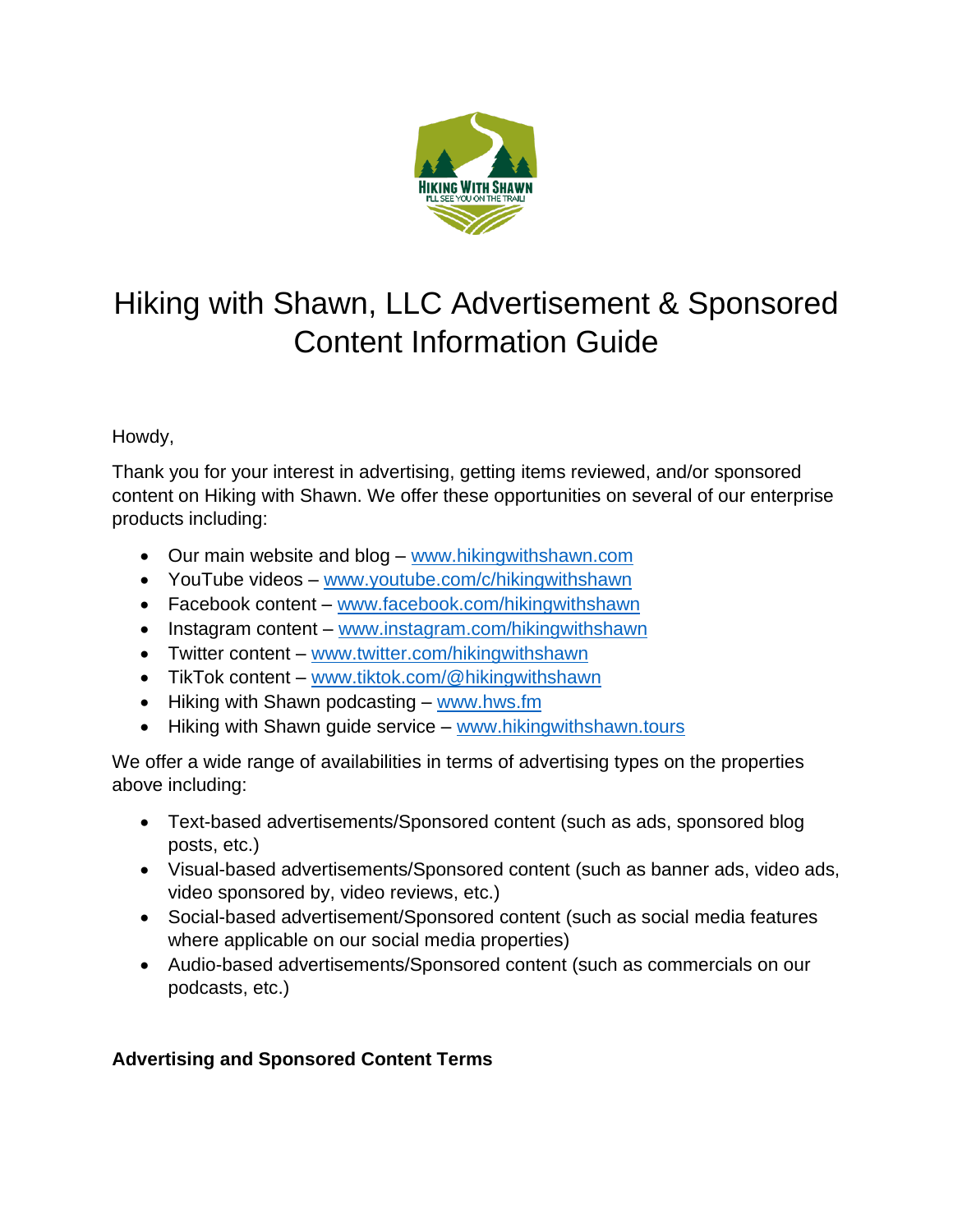# Hiking with Shawn, LLC Advertisement & Sponsored Content Information Guide

Howdy,

Thank you for your interest in advertising, getting items reviewed, and/or sponsored content on Hiking with Shawn. We offer these opportunities on several of our enterprise products including:

- Our main website and blog – www.hikingwithshawn.com
- YouTube videos – www.youtube.com/c/hikingwithshawn
- Facebook content – www.facebook.com/hikingwithshawn
- Instagram content – www.instagram.com/hikingwithshawn
- Twitter content – www.twitter.com/hikingwithshawn
- TikTok content – www.tiktok.com/@hikingwithshawn
- Hiking with Shawn podcasting – www.hws.fm
- Hiking with Shawn guide service – www.hikingwithshawn.tours

We offer a wide range of availabilities in terms of advertising types on the properties above including:

- Text-based advertisements/Sponsored content (such as ads, sponsored blog posts, etc.)
- Visual-based advertisements/Sponsored content (such as banner ads, video ads, video sponsored by, video reviews, etc.)
- Social-based advertisement/Sponsored content (such as social media features where applicable on our social media properties)
- Audio-based advertisements/Sponsored content (such as commercials on our podcasts, etc.)

**Advertising and Sponsored Content Terms**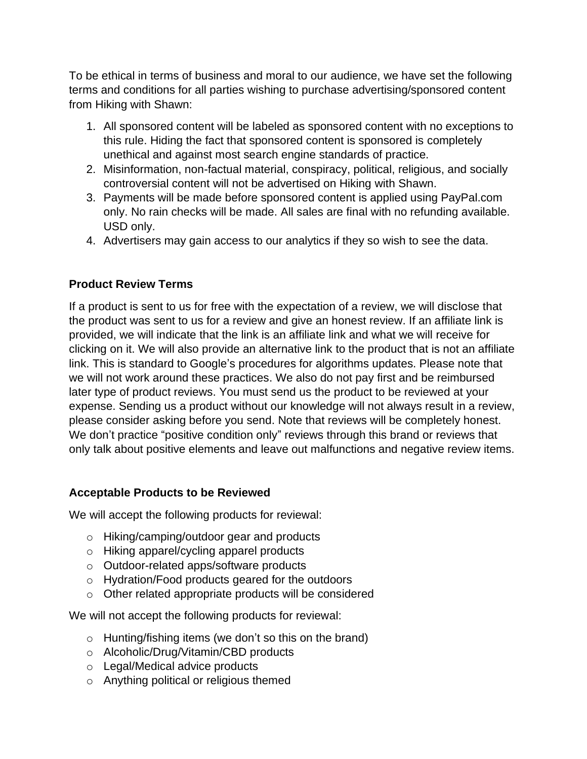To be ethical in terms of business and moral to our audience, we have set the following terms and conditions for all parties wishing to purchase advertising/sponsored content from Hiking with Shawn:

1. All sponsored content will be labeled as sponsored content with no exceptions to this rule. Hiding the fact that sponsored content is sponsored is completely unethical and against most search engine standards of practice.
2. Misinformation, non-factual material, conspiracy, political, religious, and socially controversial content will not be advertised on Hiking with Shawn.
3. Payments will be made before sponsored content is applied using PayPal.com only. No rain checks will be made. All sales are final with no refunding available. USD only.
4. Advertisers may gain access to our analytics if they so wish to see the data.

### Product Review Terms

If a product is sent to us for free with the expectation of a review, we will disclose that the product was sent to us for a review and give an honest review. If an affiliate link is provided, we will indicate that the link is an affiliate link and what we will receive for clicking on it. We will also provide an alternative link to the product that is not an affiliate link. This is standard to Google's procedures for algorithms updates. Please note that we will not work around these practices. We also do not pay first and be reimbursed later type of product reviews. You must send us the product to be reviewed at your expense. Sending us a product without our knowledge will not always result in a review, please consider asking before you send. Note that reviews will be completely honest. We don't practice "positive condition only" reviews through this brand or reviews that only talk about positive elements and leave out malfunctions and negative review items.

### Acceptable Products to be Reviewed

We will accept the following products for reviewal:

- Hiking/camping/outdoor gear and products
- Hiking apparel/cycling apparel products
- Outdoor-related apps/software products
- Hydration/Food products geared for the outdoors
- Other related appropriate products will be considered

We will not accept the following products for reviewal:

- Hunting/fishing items (we don't so this on the brand)
- Alcoholic/Drug/Vitamin/CBD products
- Legal/Medical advice products
- Anything political or religious themed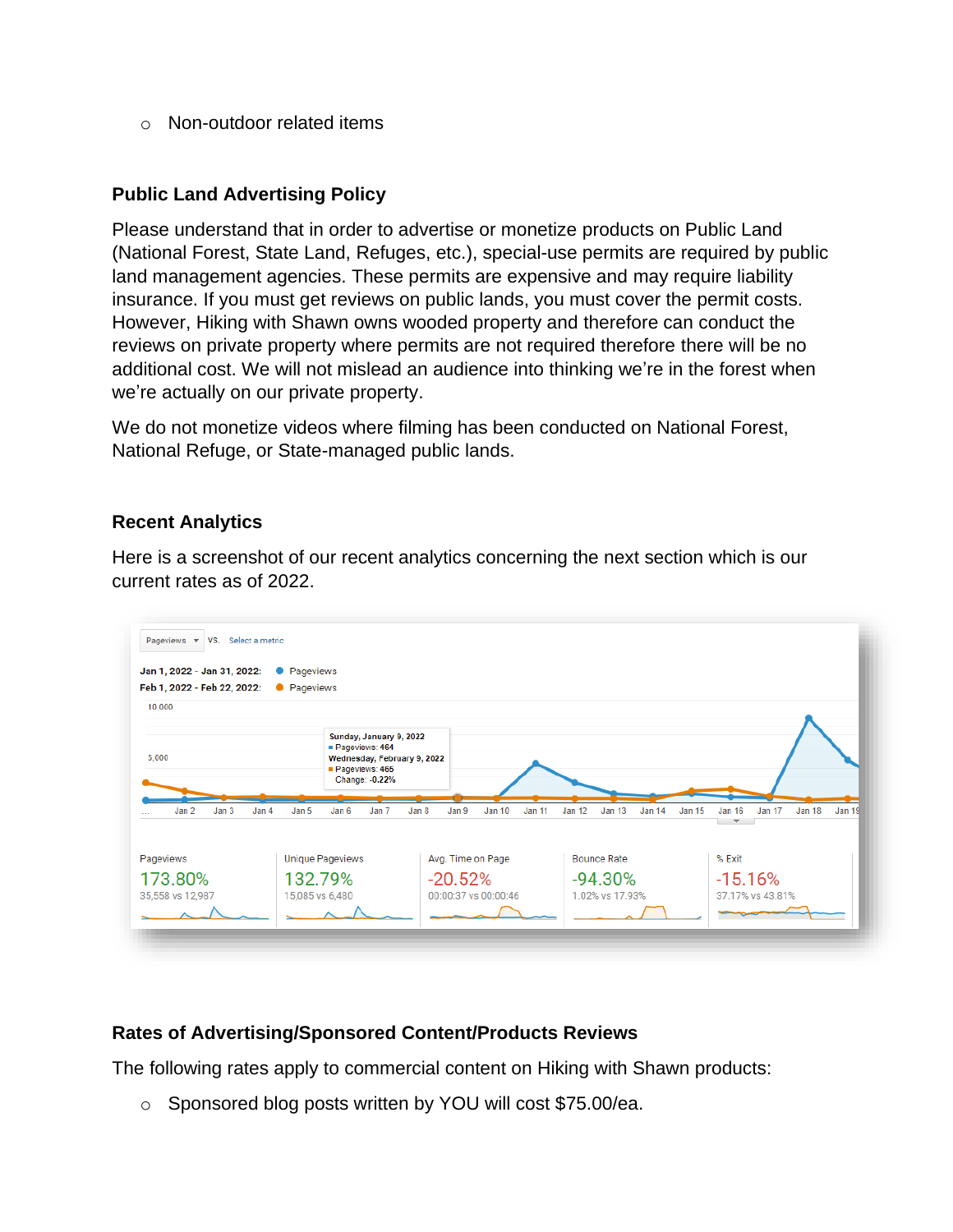- Non-outdoor related items

### Public Land Advertising Policy

Please understand that in order to advertise or monetize products on Public Land (National Forest, State Land, Refuges, etc.), special-use permits are required by public land management agencies. These permits are expensive and may require liability insurance. If you must get reviews on public lands, you must cover the permit costs. However, Hiking with Shawn owns wooded property and therefore can conduct the reviews on private property where permits are not required therefore there will be no additional cost. We will not mislead an audience into thinking we're in the forest when we're actually on our private property.

We do not monetize videos where filming has been conducted on National Forest, National Refuge, or State-managed public lands.

### Recent Analytics

Here is a screenshot of our recent analytics concerning the next section which is our current rates as of 2022.

### Rates of Advertising/Sponsored Content/Products Reviews

The following rates apply to commercial content on Hiking with Shawn products:

- Sponsored blog posts written by YOU will cost $75.00/ea.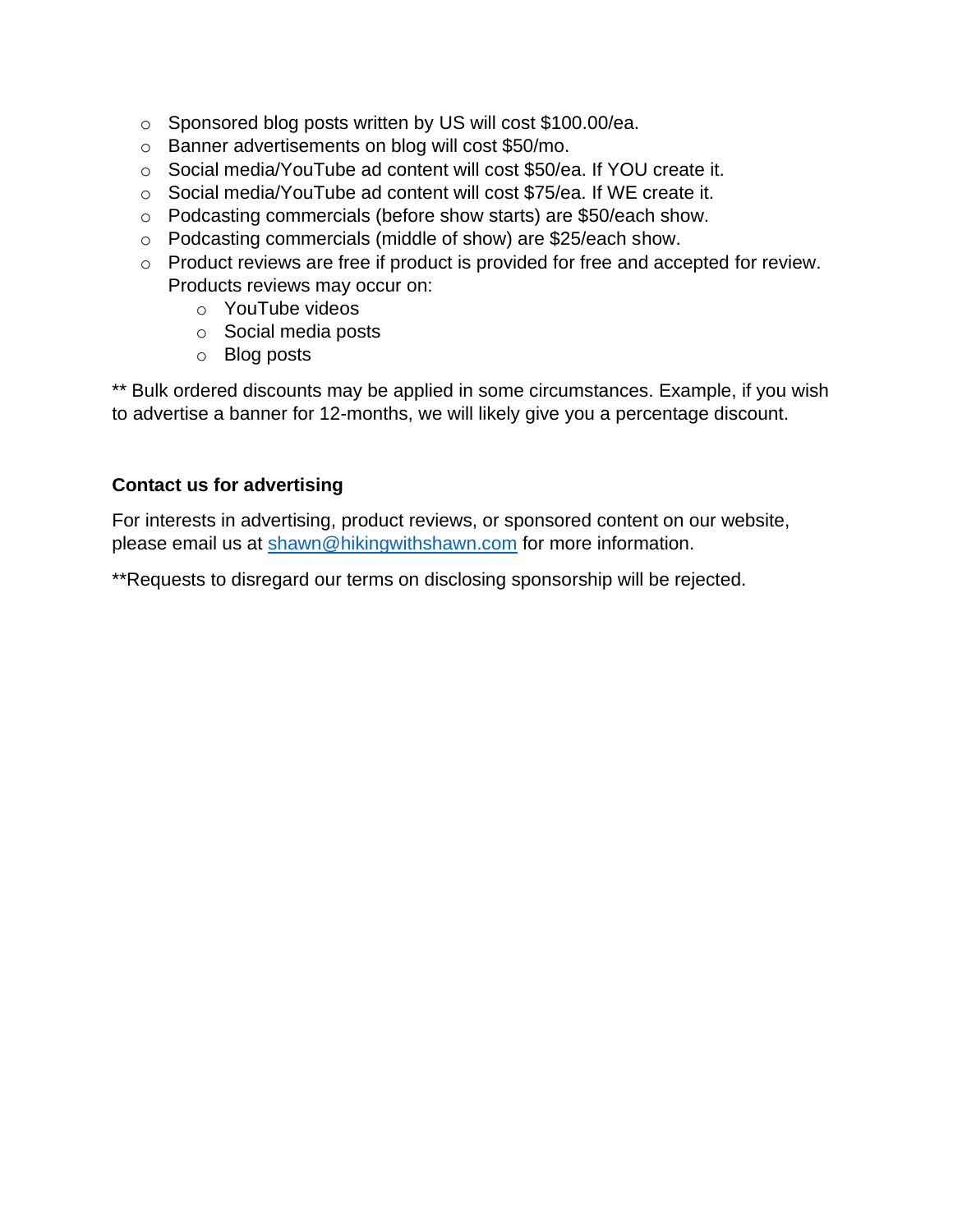- Sponsored blog posts written by US will cost $100.00/ea.
- Banner advertisements on blog will cost $50/mo.
- Social media/YouTube ad content will cost $50/ea. If YOU create it.
- Social media/YouTube ad content will cost $75/ea. If WE create it.
- Podcasting commercials (before show starts) are $50/each show.
- Podcasting commercials (middle of show) are $25/each show.
- Product reviews are free if product is provided for free and accepted for review. Products reviews may occur on:
  - YouTube videos
  - Social media posts
  - Blog posts

** Bulk ordered discounts may be applied in some circumstances. Example, if you wish to advertise a banner for 12-months, we will likely give you a percentage discount.

**Contact us for advertising**

For interests in advertising, product reviews, or sponsored content on our website, please email us at [shawn@hikingwithshawn.com](mailto:shawn@hikingwithshawn.com) for more information.

**Requests to disregard our terms on disclosing sponsorship will be rejected.